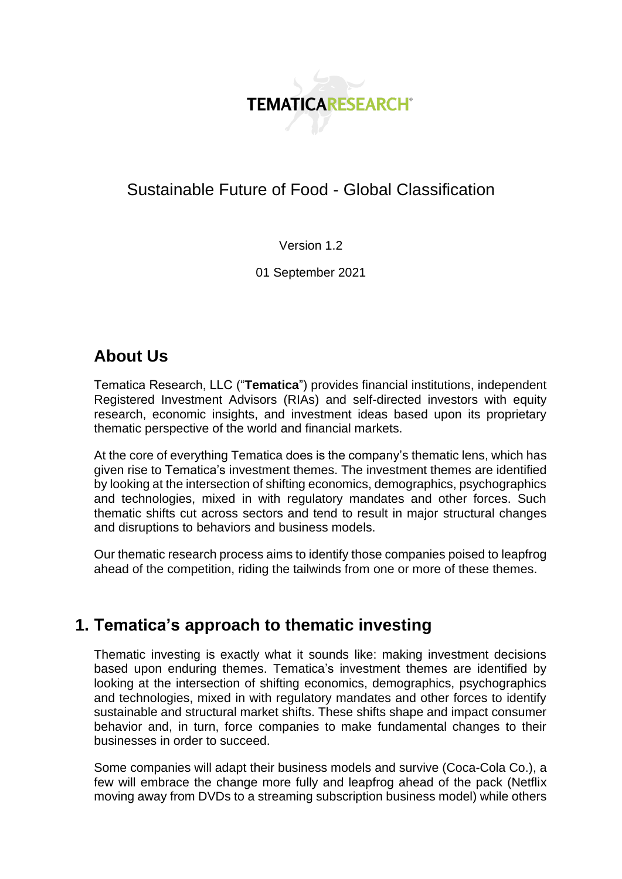TEMATICARESEARCH®

# Sustainable Future of Food - Global Classification

Version 1.2

01 September 2021

## About Us

Tematica Research, LLC ("**Tematica**") provides financial institutions, independent Registered Investment Advisors (RIAs) and self-directed investors with equity research, economic insights, and investment ideas based upon its proprietary thematic perspective of the world and financial markets.

At the core of everything Tematica does is the company's thematic lens, which has given rise to Tematica's investment themes. The investment themes are identified by looking at the intersection of shifting economics, demographics, psychographics and technologies, mixed in with regulatory mandates and other forces. Such thematic shifts cut across sectors and tend to result in major structural changes and disruptions to behaviors and business models.

Our thematic research process aims to identify those companies poised to leapfrog ahead of the competition, riding the tailwinds from one or more of these themes.

## 1. Tematica's approach to thematic investing

Thematic investing is exactly what it sounds like: making investment decisions based upon enduring themes. Tematica's investment themes are identified by looking at the intersection of shifting economics, demographics, psychographics and technologies, mixed in with regulatory mandates and other forces to identify sustainable and structural market shifts. These shifts shape and impact consumer behavior and, in turn, force companies to make fundamental changes to their businesses in order to succeed.

Some companies will adapt their business models and survive (Coca-Cola Co.), a few will embrace the change more fully and leapfrog ahead of the pack (Netflix moving away from DVDs to a streaming subscription business model) while others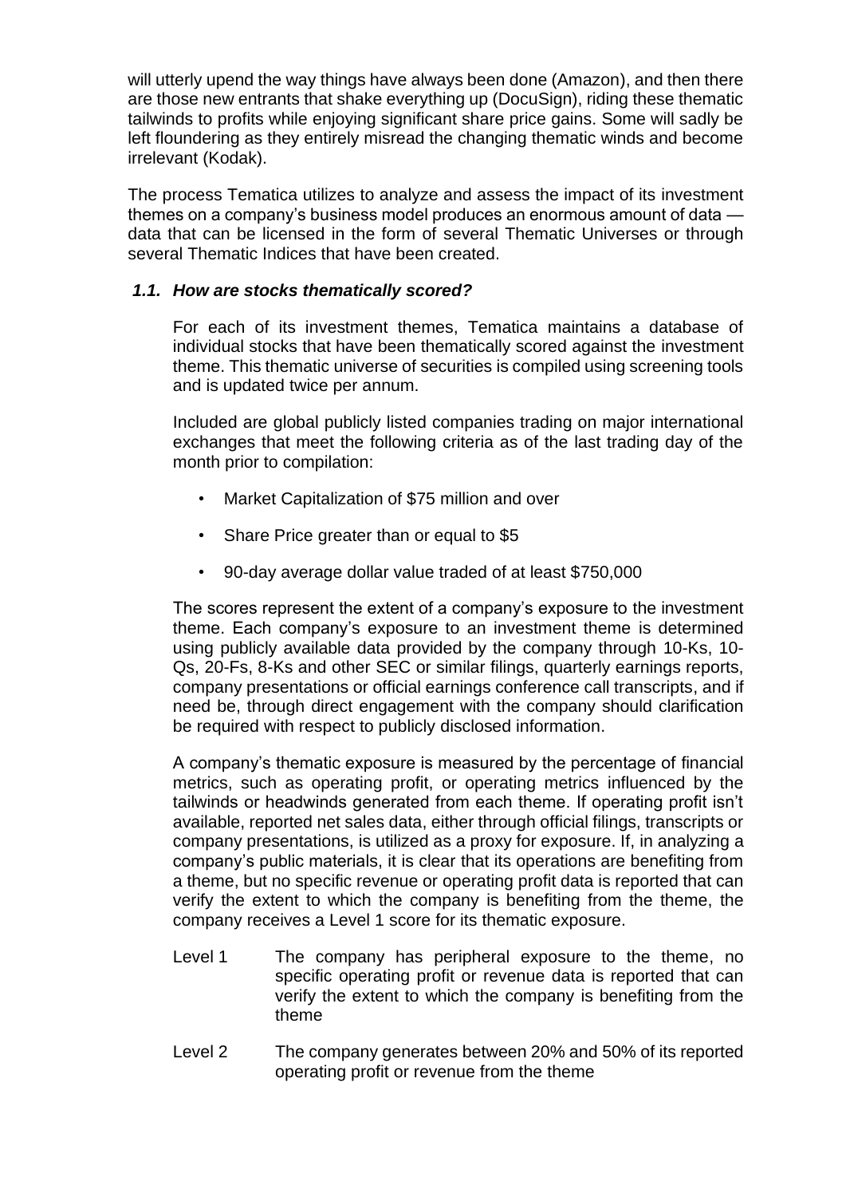will utterly upend the way things have always been done (Amazon), and then there are those new entrants that shake everything up (DocuSign), riding these thematic tailwinds to profits while enjoying significant share price gains. Some will sadly be left floundering as they entirely misread the changing thematic winds and become irrelevant (Kodak).

The process Tematica utilizes to analyze and assess the impact of its investment themes on a company's business model produces an enormous amount of data — data that can be licensed in the form of several Thematic Universes or through several Thematic Indices that have been created.

### *1.1. How are stocks thematically scored?*

For each of its investment themes, Tematica maintains a database of individual stocks that have been thematically scored against the investment theme. This thematic universe of securities is compiled using screening tools and is updated twice per annum.

Included are global publicly listed companies trading on major international exchanges that meet the following criteria as of the last trading day of the month prior to compilation:

- Market Capitalization of $75 million and over
- Share Price greater than or equal to $5
- 90-day average dollar value traded of at least $750,000

The scores represent the extent of a company's exposure to the investment theme. Each company's exposure to an investment theme is determined using publicly available data provided by the company through 10-Ks, 10-Qs, 20-Fs, 8-Ks and other SEC or similar filings, quarterly earnings reports, company presentations or official earnings conference call transcripts, and if need be, through direct engagement with the company should clarification be required with respect to publicly disclosed information.

A company's thematic exposure is measured by the percentage of financial metrics, such as operating profit, or operating metrics influenced by the tailwinds or headwinds generated from each theme. If operating profit isn't available, reported net sales data, either through official filings, transcripts or company presentations, is utilized as a proxy for exposure. If, in analyzing a company's public materials, it is clear that its operations are benefiting from a theme, but no specific revenue or operating profit data is reported that can verify the extent to which the company is benefiting from the theme, the company receives a Level 1 score for its thematic exposure.

Level 1 — The company has peripheral exposure to the theme, no specific operating profit or revenue data is reported that can verify the extent to which the company is benefiting from the theme

Level 2 — The company generates between 20% and 50% of its reported operating profit or revenue from the theme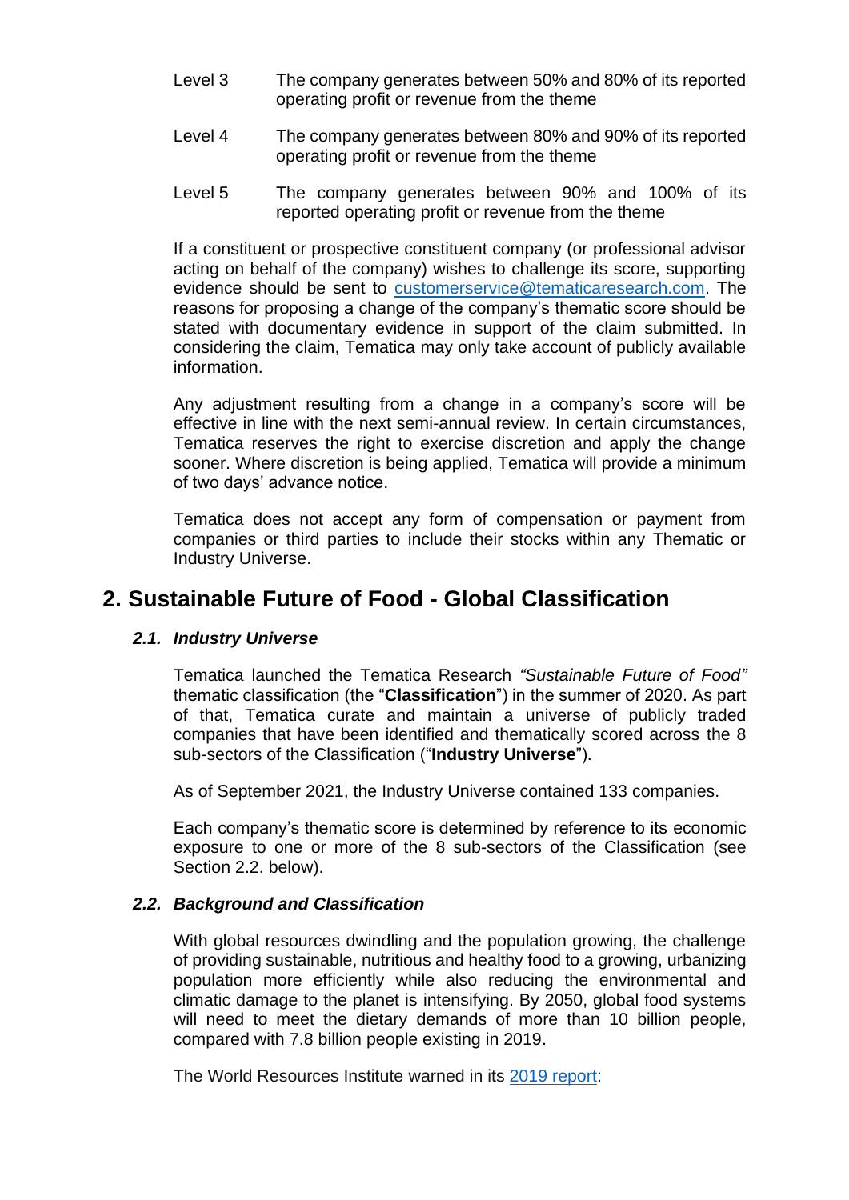| | |
|---|---|
| Level 3 | The company generates between 50% and 80% of its reported operating profit or revenue from the theme |
| Level 4 | The company generates between 80% and 90% of its reported operating profit or revenue from the theme |
| Level 5 | The company generates between 90% and 100% of its reported operating profit or revenue from the theme |

If a constituent or prospective constituent company (or professional advisor acting on behalf of the company) wishes to challenge its score, supporting evidence should be sent to customerservice@tematicaresearch.com. The reasons for proposing a change of the company's thematic score should be stated with documentary evidence in support of the claim submitted. In considering the claim, Tematica may only take account of publicly available information.

Any adjustment resulting from a change in a company's score will be effective in line with the next semi-annual review. In certain circumstances, Tematica reserves the right to exercise discretion and apply the change sooner. Where discretion is being applied, Tematica will provide a minimum of two days' advance notice.

Tematica does not accept any form of compensation or payment from companies or third parties to include their stocks within any Thematic or Industry Universe.

## 2. Sustainable Future of Food - Global Classification

### *2.1. Industry Universe*

Tematica launched the Tematica Research *"Sustainable Future of Food"* thematic classification (the "**Classification**") in the summer of 2020. As part of that, Tematica curate and maintain a universe of publicly traded companies that have been identified and thematically scored across the 8 sub-sectors of the Classification ("**Industry Universe**").

As of September 2021, the Industry Universe contained 133 companies.

Each company's thematic score is determined by reference to its economic exposure to one or more of the 8 sub-sectors of the Classification (see Section 2.2. below).

### *2.2. Background and Classification*

With global resources dwindling and the population growing, the challenge of providing sustainable, nutritious and healthy food to a growing, urbanizing population more efficiently while also reducing the environmental and climatic damage to the planet is intensifying. By 2050, global food systems will need to meet the dietary demands of more than 10 billion people, compared with 7.8 billion people existing in 2019.

The World Resources Institute warned in its 2019 report: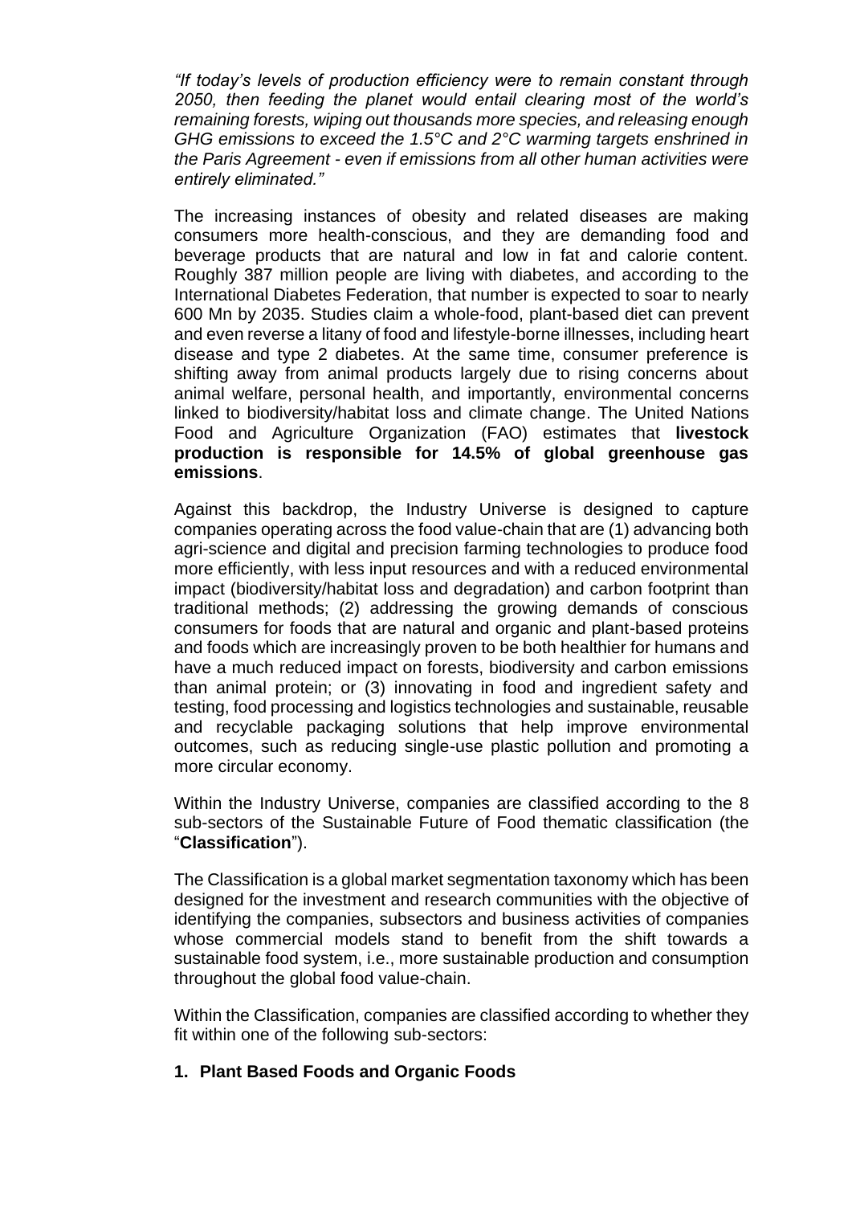*"If today's levels of production efficiency were to remain constant through 2050, then feeding the planet would entail clearing most of the world's remaining forests, wiping out thousands more species, and releasing enough GHG emissions to exceed the 1.5°C and 2°C warming targets enshrined in the Paris Agreement - even if emissions from all other human activities were entirely eliminated."*

The increasing instances of obesity and related diseases are making consumers more health-conscious, and they are demanding food and beverage products that are natural and low in fat and calorie content. Roughly 387 million people are living with diabetes, and according to the International Diabetes Federation, that number is expected to soar to nearly 600 Mn by 2035. Studies claim a whole-food, plant-based diet can prevent and even reverse a litany of food and lifestyle-borne illnesses, including heart disease and type 2 diabetes. At the same time, consumer preference is shifting away from animal products largely due to rising concerns about animal welfare, personal health, and importantly, environmental concerns linked to biodiversity/habitat loss and climate change. The United Nations Food and Agriculture Organization (FAO) estimates that **livestock production is responsible for 14.5% of global greenhouse gas emissions**.

Against this backdrop, the Industry Universe is designed to capture companies operating across the food value-chain that are (1) advancing both agri-science and digital and precision farming technologies to produce food more efficiently, with less input resources and with a reduced environmental impact (biodiversity/habitat loss and degradation) and carbon footprint than traditional methods; (2) addressing the growing demands of conscious consumers for foods that are natural and organic and plant-based proteins and foods which are increasingly proven to be both healthier for humans and have a much reduced impact on forests, biodiversity and carbon emissions than animal protein; or (3) innovating in food and ingredient safety and testing, food processing and logistics technologies and sustainable, reusable and recyclable packaging solutions that help improve environmental outcomes, such as reducing single-use plastic pollution and promoting a more circular economy.

Within the Industry Universe, companies are classified according to the 8 sub-sectors of the Sustainable Future of Food thematic classification (the "**Classification**").

The Classification is a global market segmentation taxonomy which has been designed for the investment and research communities with the objective of identifying the companies, subsectors and business activities of companies whose commercial models stand to benefit from the shift towards a sustainable food system, i.e., more sustainable production and consumption throughout the global food value-chain.

Within the Classification, companies are classified according to whether they fit within one of the following sub-sectors:

1. **Plant Based Foods and Organic Foods**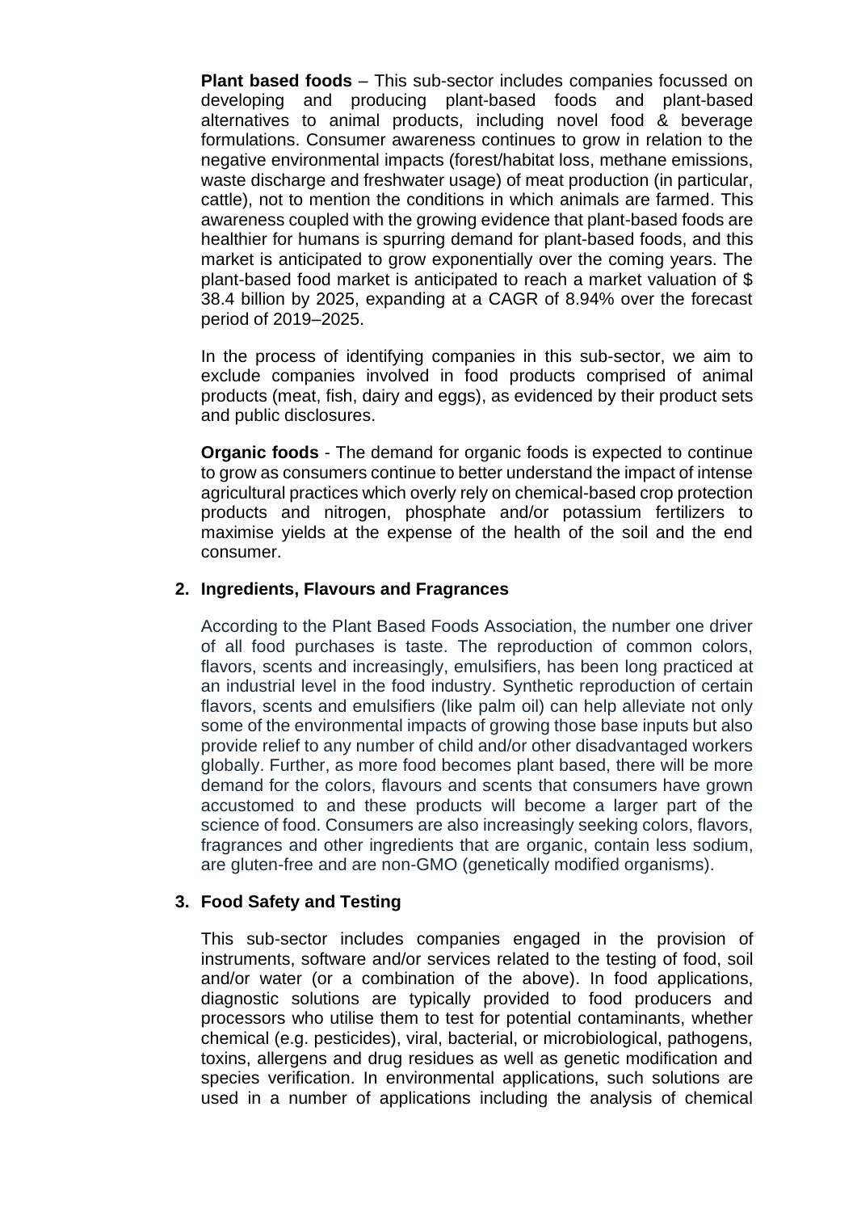**Plant based foods** – This sub-sector includes companies focussed on developing and producing plant-based foods and plant-based alternatives to animal products, including novel food & beverage formulations. Consumer awareness continues to grow in relation to the negative environmental impacts (forest/habitat loss, methane emissions, waste discharge and freshwater usage) of meat production (in particular, cattle), not to mention the conditions in which animals are farmed. This awareness coupled with the growing evidence that plant-based foods are healthier for humans is spurring demand for plant-based foods, and this market is anticipated to grow exponentially over the coming years. The plant-based food market is anticipated to reach a market valuation of $ 38.4 billion by 2025, expanding at a CAGR of 8.94% over the forecast period of 2019–2025.

In the process of identifying companies in this sub-sector, we aim to exclude companies involved in food products comprised of animal products (meat, fish, dairy and eggs), as evidenced by their product sets and public disclosures.

**Organic foods** - The demand for organic foods is expected to continue to grow as consumers continue to better understand the impact of intense agricultural practices which overly rely on chemical-based crop protection products and nitrogen, phosphate and/or potassium fertilizers to maximise yields at the expense of the health of the soil and the end consumer.

## 2. Ingredients, Flavours and Fragrances

According to the Plant Based Foods Association, the number one driver of all food purchases is taste. The reproduction of common colors, flavors, scents and increasingly, emulsifiers, has been long practiced at an industrial level in the food industry. Synthetic reproduction of certain flavors, scents and emulsifiers (like palm oil) can help alleviate not only some of the environmental impacts of growing those base inputs but also provide relief to any number of child and/or other disadvantaged workers globally. Further, as more food becomes plant based, there will be more demand for the colors, flavours and scents that consumers have grown accustomed to and these products will become a larger part of the science of food. Consumers are also increasingly seeking colors, flavors, fragrances and other ingredients that are organic, contain less sodium, are gluten-free and are non-GMO (genetically modified organisms).

## 3. Food Safety and Testing

This sub-sector includes companies engaged in the provision of instruments, software and/or services related to the testing of food, soil and/or water (or a combination of the above). In food applications, diagnostic solutions are typically provided to food producers and processors who utilise them to test for potential contaminants, whether chemical (e.g. pesticides), viral, bacterial, or microbiological, pathogens, toxins, allergens and drug residues as well as genetic modification and species verification. In environmental applications, such solutions are used in a number of applications including the analysis of chemical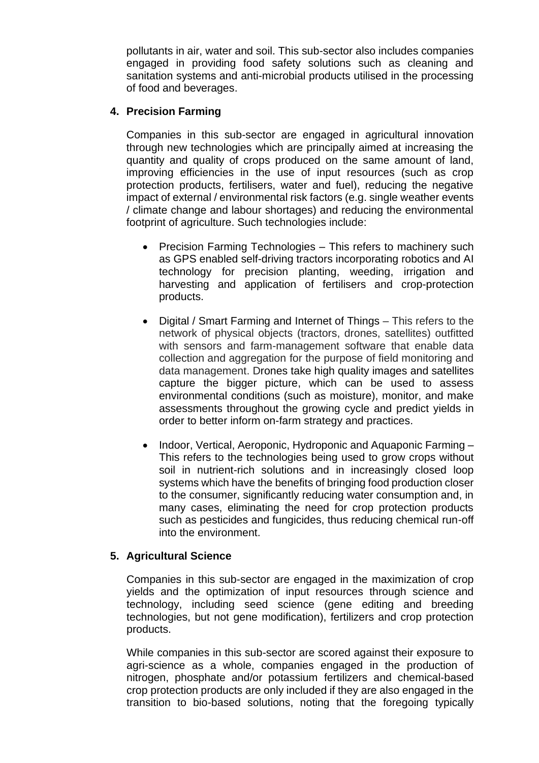pollutants in air, water and soil. This sub-sector also includes companies engaged in providing food safety solutions such as cleaning and sanitation systems and anti-microbial products utilised in the processing of food and beverages.

4. **Precision Farming**

Companies in this sub-sector are engaged in agricultural innovation through new technologies which are principally aimed at increasing the quantity and quality of crops produced on the same amount of land, improving efficiencies in the use of input resources (such as crop protection products, fertilisers, water and fuel), reducing the negative impact of external / environmental risk factors (e.g. single weather events / climate change and labour shortages) and reducing the environmental footprint of agriculture. Such technologies include:

- Precision Farming Technologies – This refers to machinery such as GPS enabled self-driving tractors incorporating robotics and AI technology for precision planting, weeding, irrigation and harvesting and application of fertilisers and crop-protection products.

- Digital / Smart Farming and Internet of Things – This refers to the network of physical objects (tractors, drones, satellites) outfitted with sensors and farm-management software that enable data collection and aggregation for the purpose of field monitoring and data management. Drones take high quality images and satellites capture the bigger picture, which can be used to assess environmental conditions (such as moisture), monitor, and make assessments throughout the growing cycle and predict yields in order to better inform on-farm strategy and practices.

- Indoor, Vertical, Aeroponic, Hydroponic and Aquaponic Farming – This refers to the technologies being used to grow crops without soil in nutrient-rich solutions and in increasingly closed loop systems which have the benefits of bringing food production closer to the consumer, significantly reducing water consumption and, in many cases, eliminating the need for crop protection products such as pesticides and fungicides, thus reducing chemical run-off into the environment.

5. **Agricultural Science**

Companies in this sub-sector are engaged in the maximization of crop yields and the optimization of input resources through science and technology, including seed science (gene editing and breeding technologies, but not gene modification), fertilizers and crop protection products.

While companies in this sub-sector are scored against their exposure to agri-science as a whole, companies engaged in the production of nitrogen, phosphate and/or potassium fertilizers and chemical-based crop protection products are only included if they are also engaged in the transition to bio-based solutions, noting that the foregoing typically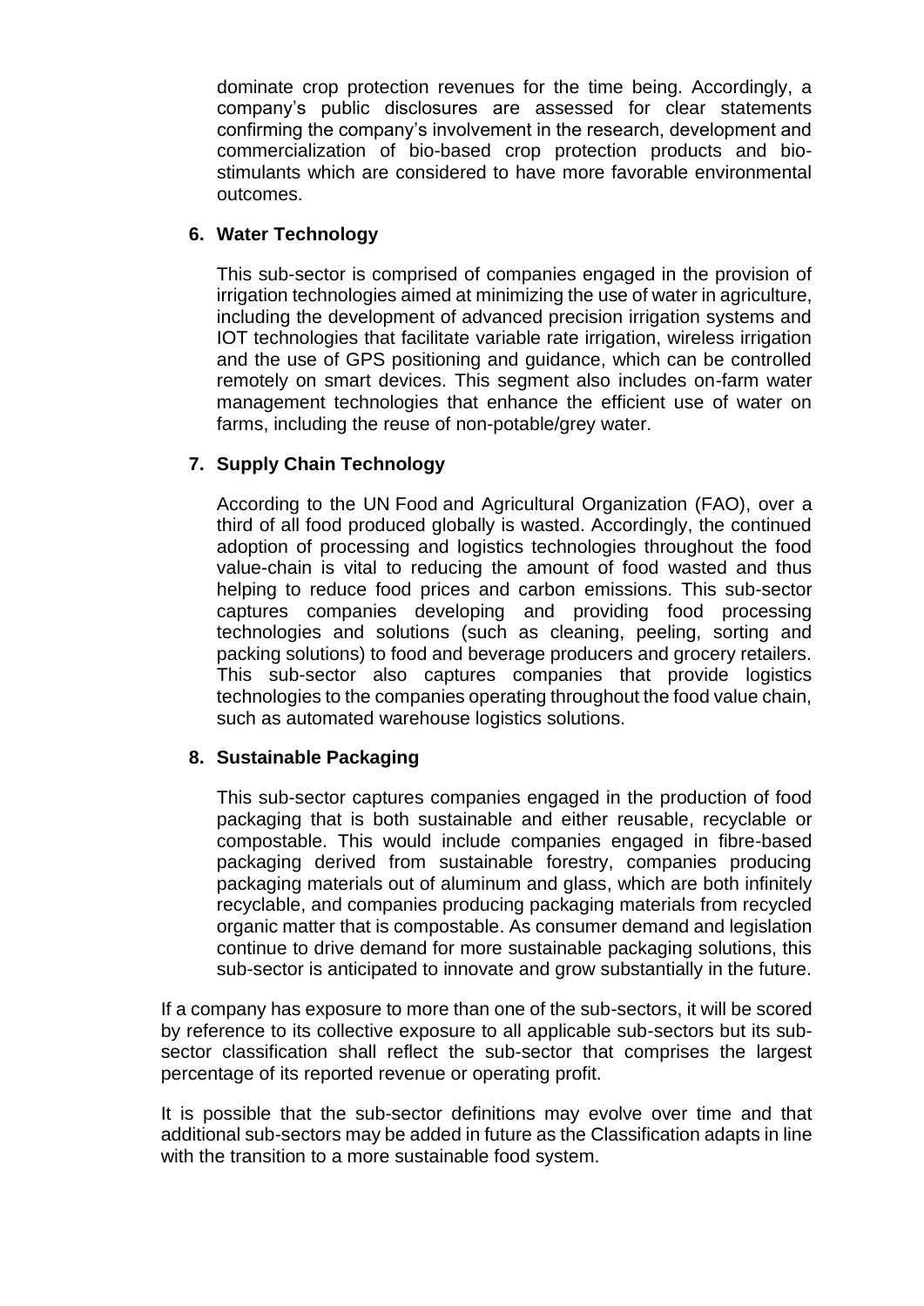dominate crop protection revenues for the time being. Accordingly, a company's public disclosures are assessed for clear statements confirming the company's involvement in the research, development and commercialization of bio-based crop protection products and bio-stimulants which are considered to have more favorable environmental outcomes.

**6. Water Technology**

This sub-sector is comprised of companies engaged in the provision of irrigation technologies aimed at minimizing the use of water in agriculture, including the development of advanced precision irrigation systems and IOT technologies that facilitate variable rate irrigation, wireless irrigation and the use of GPS positioning and guidance, which can be controlled remotely on smart devices. This segment also includes on-farm water management technologies that enhance the efficient use of water on farms, including the reuse of non-potable/grey water.

**7. Supply Chain Technology**

According to the UN Food and Agricultural Organization (FAO), over a third of all food produced globally is wasted. Accordingly, the continued adoption of processing and logistics technologies throughout the food value-chain is vital to reducing the amount of food wasted and thus helping to reduce food prices and carbon emissions. This sub-sector captures companies developing and providing food processing technologies and solutions (such as cleaning, peeling, sorting and packing solutions) to food and beverage producers and grocery retailers. This sub-sector also captures companies that provide logistics technologies to the companies operating throughout the food value chain, such as automated warehouse logistics solutions.

**8. Sustainable Packaging**

This sub-sector captures companies engaged in the production of food packaging that is both sustainable and either reusable, recyclable or compostable. This would include companies engaged in fibre-based packaging derived from sustainable forestry, companies producing packaging materials out of aluminum and glass, which are both infinitely recyclable, and companies producing packaging materials from recycled organic matter that is compostable. As consumer demand and legislation continue to drive demand for more sustainable packaging solutions, this sub-sector is anticipated to innovate and grow substantially in the future.

If a company has exposure to more than one of the sub-sectors, it will be scored by reference to its collective exposure to all applicable sub-sectors but its sub-sector classification shall reflect the sub-sector that comprises the largest percentage of its reported revenue or operating profit.

It is possible that the sub-sector definitions may evolve over time and that additional sub-sectors may be added in future as the Classification adapts in line with the transition to a more sustainable food system.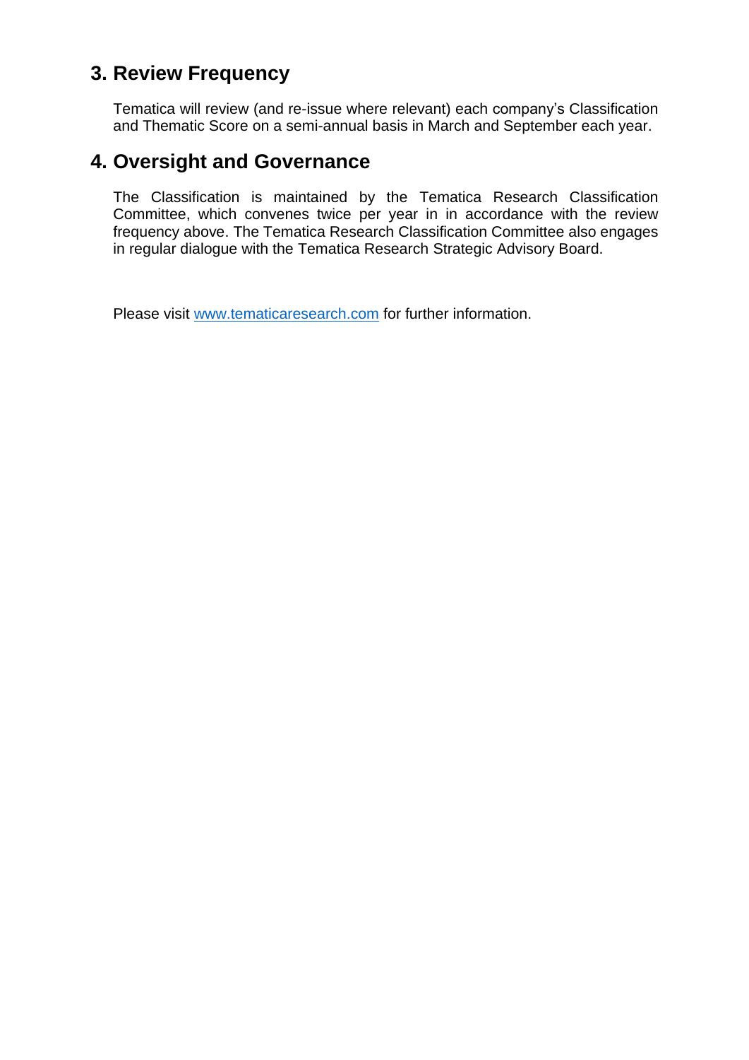## 3. Review Frequency

Tematica will review (and re-issue where relevant) each company's Classification and Thematic Score on a semi-annual basis in March and September each year.

## 4. Oversight and Governance

The Classification is maintained by the Tematica Research Classification Committee, which convenes twice per year in in accordance with the review frequency above. The Tematica Research Classification Committee also engages in regular dialogue with the Tematica Research Strategic Advisory Board.

Please visit www.tematicaresearch.com for further information.